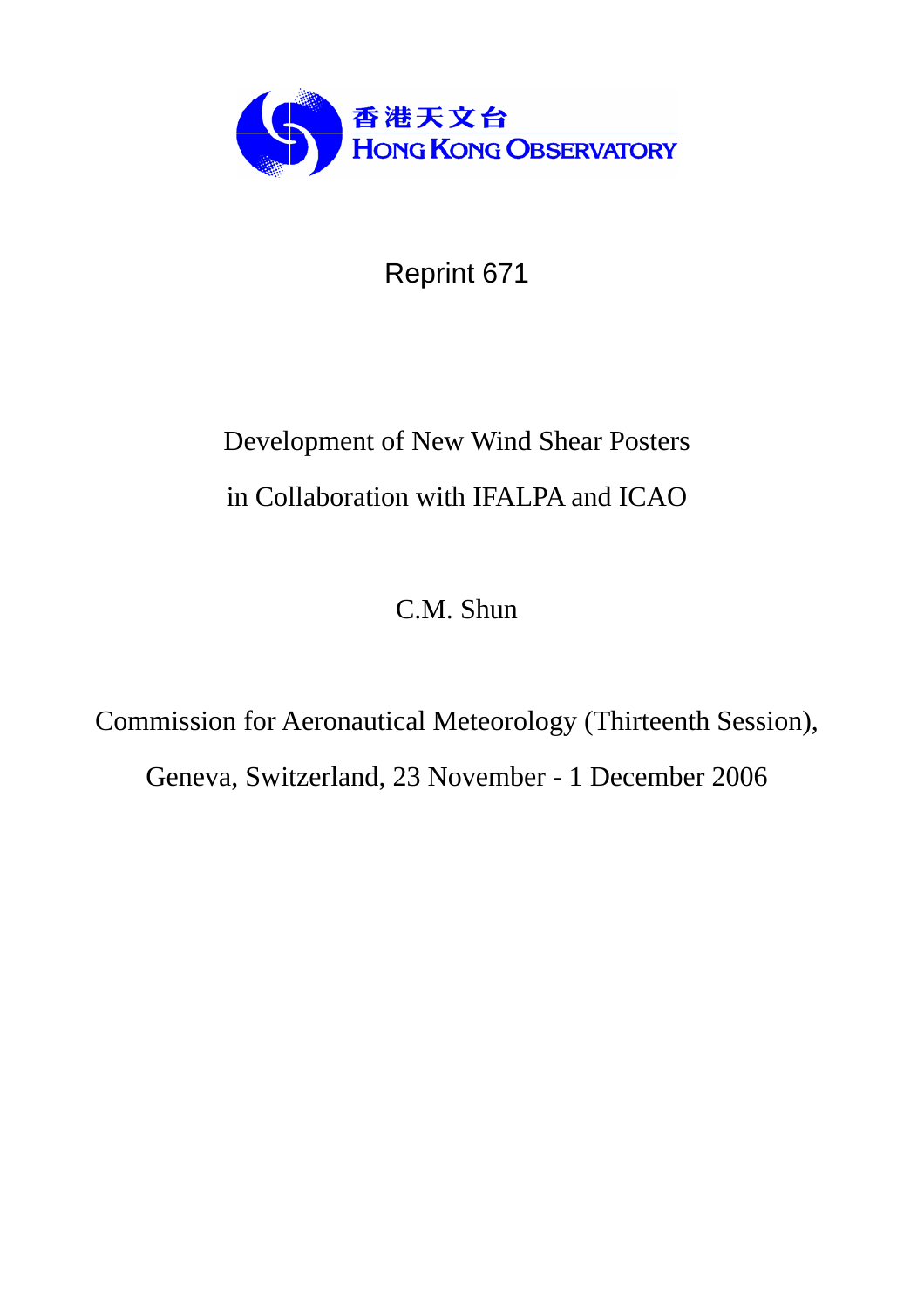香港天文台
HONG KONG OBSERVATORY

Reprint 671

# Development of New Wind Shear Posters in Collaboration with IFALPA and ICAO

C.M. Shun

Commission for Aeronautical Meteorology (Thirteenth Session),

Geneva, Switzerland, 23 November - 1 December 2006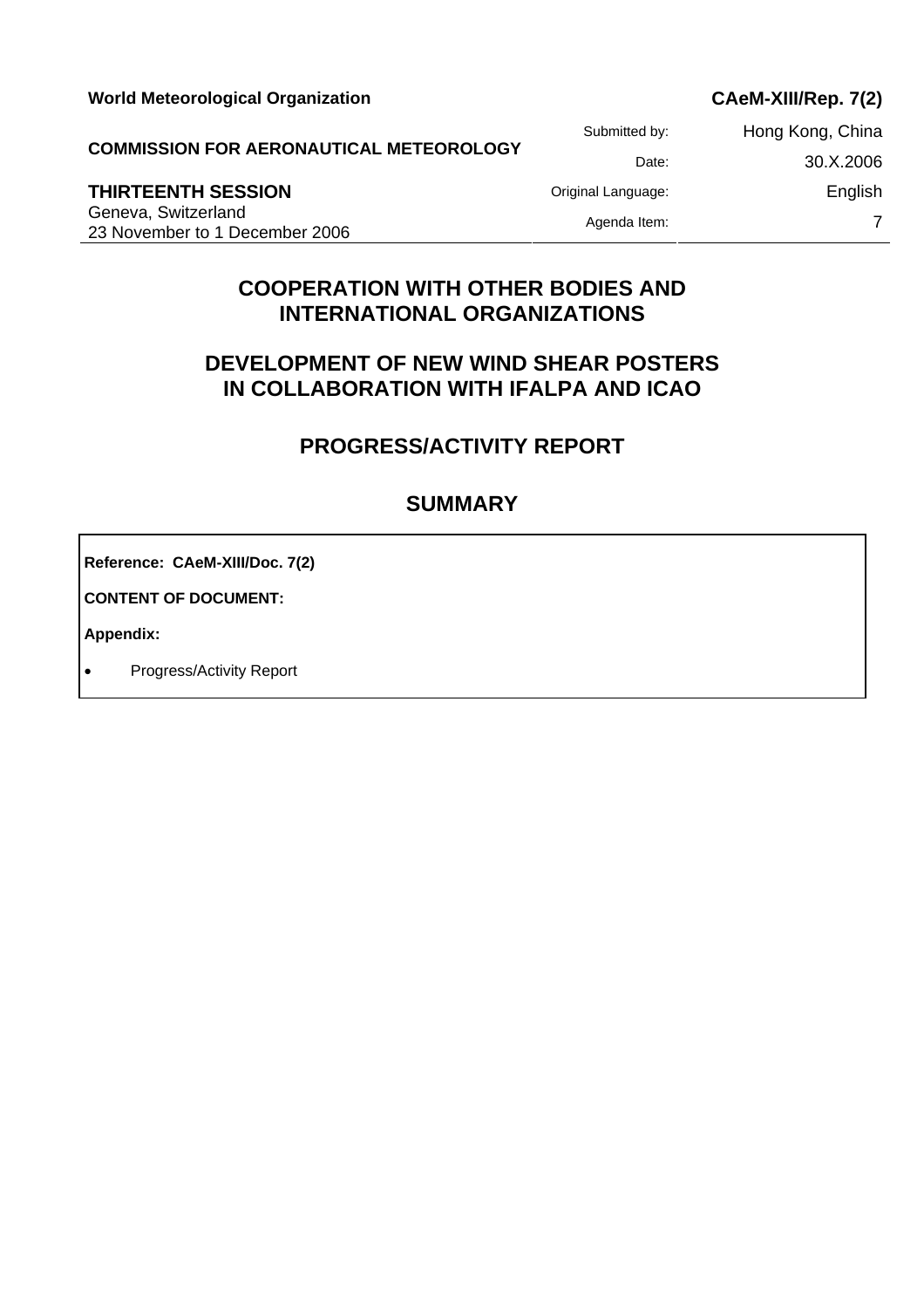**World Meteorological Organization** | **CAeM-XIII/Rep. 7(2)**

**COMMISSION FOR AERONAUTICAL METEOROLOGY**

**THIRTEENTH SESSION**
Geneva, Switzerland
23 November to 1 December 2006

| | |
|---|---|
| Submitted by: | Hong Kong, China |
| Date: | 30.X.2006 |
| Original Language: | English |
| Agenda Item: | 7 |

## COOPERATION WITH OTHER BODIES AND INTERNATIONAL ORGANIZATIONS

## DEVELOPMENT OF NEW WIND SHEAR POSTERS IN COLLABORATION WITH IFALPA AND ICAO

## PROGRESS/ACTIVITY REPORT

## SUMMARY

**Reference: CAeM-XIII/Doc. 7(2)**

**CONTENT OF DOCUMENT:**

**Appendix:**

- Progress/Activity Report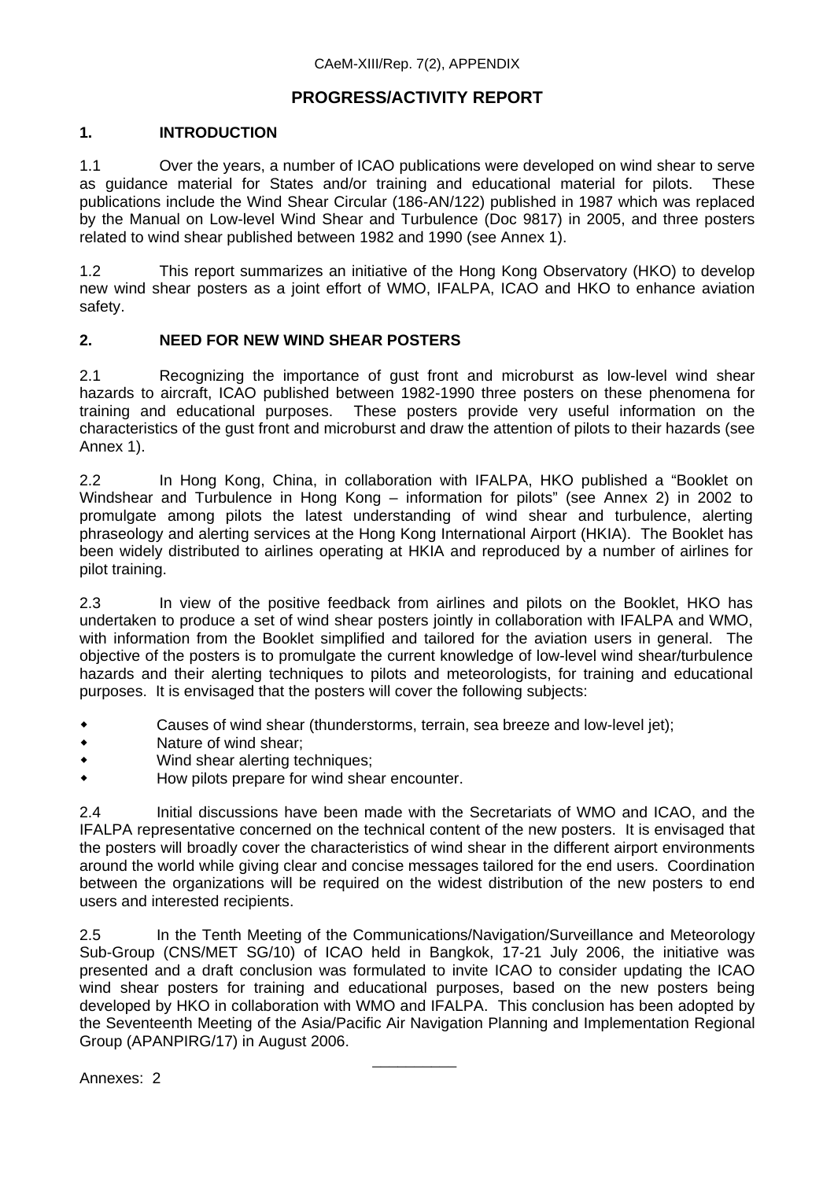# PROGRESS/ACTIVITY REPORT

## 1. INTRODUCTION

1.1 Over the years, a number of ICAO publications were developed on wind shear to serve as guidance material for States and/or training and educational material for pilots. These publications include the Wind Shear Circular (186-AN/122) published in 1987 which was replaced by the Manual on Low-level Wind Shear and Turbulence (Doc 9817) in 2005, and three posters related to wind shear published between 1982 and 1990 (see Annex 1).

1.2 This report summarizes an initiative of the Hong Kong Observatory (HKO) to develop new wind shear posters as a joint effort of WMO, IFALPA, ICAO and HKO to enhance aviation safety.

## 2. NEED FOR NEW WIND SHEAR POSTERS

2.1 Recognizing the importance of gust front and microburst as low-level wind shear hazards to aircraft, ICAO published between 1982-1990 three posters on these phenomena for training and educational purposes. These posters provide very useful information on the characteristics of the gust front and microburst and draw the attention of pilots to their hazards (see Annex 1).

2.2 In Hong Kong, China, in collaboration with IFALPA, HKO published a "Booklet on Windshear and Turbulence in Hong Kong – information for pilots" (see Annex 2) in 2002 to promulgate among pilots the latest understanding of wind shear and turbulence, alerting phraseology and alerting services at the Hong Kong International Airport (HKIA). The Booklet has been widely distributed to airlines operating at HKIA and reproduced by a number of airlines for pilot training.

2.3 In view of the positive feedback from airlines and pilots on the Booklet, HKO has undertaken to produce a set of wind shear posters jointly in collaboration with IFALPA and WMO, with information from the Booklet simplified and tailored for the aviation users in general. The objective of the posters is to promulgate the current knowledge of low-level wind shear/turbulence hazards and their alerting techniques to pilots and meteorologists, for training and educational purposes. It is envisaged that the posters will cover the following subjects:

- Causes of wind shear (thunderstorms, terrain, sea breeze and low-level jet);
- Nature of wind shear;
- Wind shear alerting techniques;
- How pilots prepare for wind shear encounter.

2.4 Initial discussions have been made with the Secretariats of WMO and ICAO, and the IFALPA representative concerned on the technical content of the new posters. It is envisaged that the posters will broadly cover the characteristics of wind shear in the different airport environments around the world while giving clear and concise messages tailored for the end users. Coordination between the organizations will be required on the widest distribution of the new posters to end users and interested recipients.

2.5 In the Tenth Meeting of the Communications/Navigation/Surveillance and Meteorology Sub-Group (CNS/MET SG/10) of ICAO held in Bangkok, 17-21 July 2006, the initiative was presented and a draft conclusion was formulated to invite ICAO to consider updating the ICAO wind shear posters for training and educational purposes, based on the new posters being developed by HKO in collaboration with WMO and IFALPA. This conclusion has been adopted by the Seventeenth Meeting of the Asia/Pacific Air Navigation Planning and Implementation Regional Group (APANPIRG/17) in August 2006.

---

Annexes: 2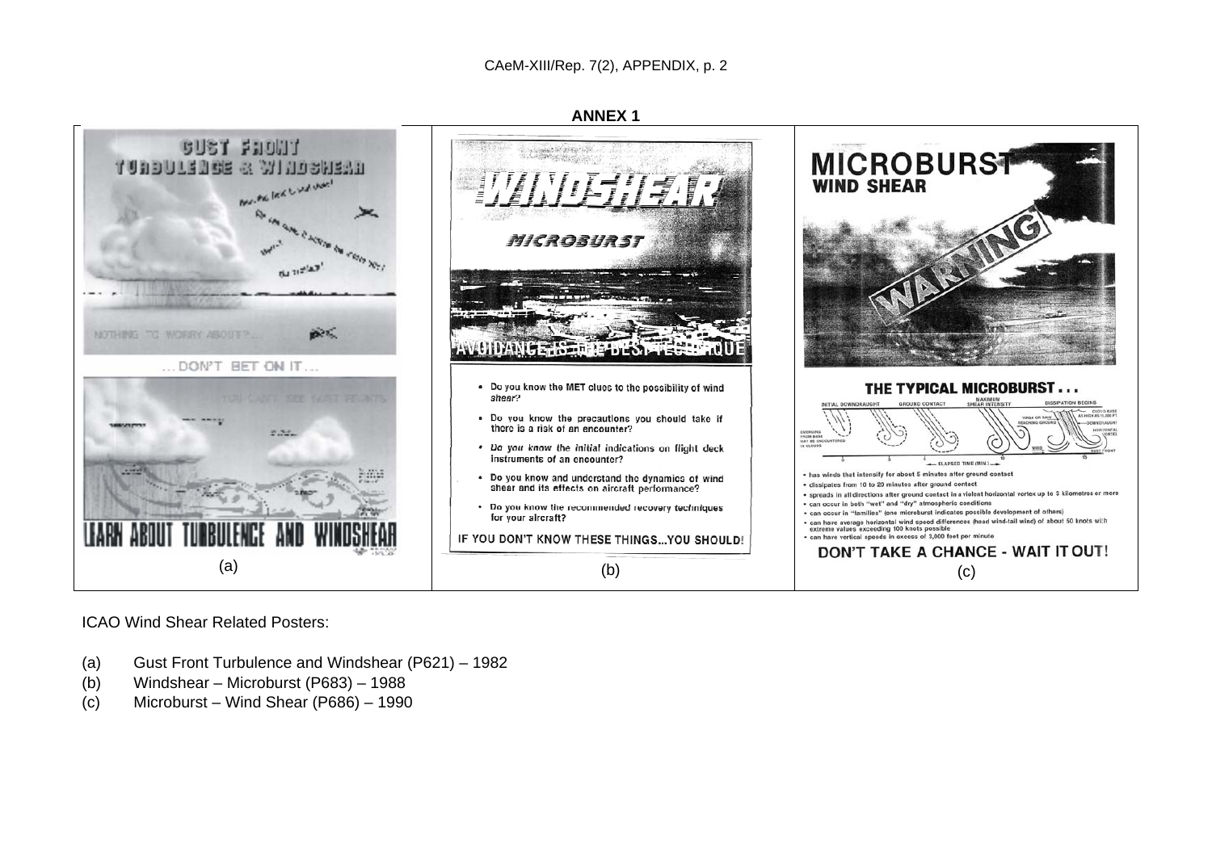## ANNEX 1

### (a)

# GUST FRONT TURBULENCE & WINDSHEAR

NOTHING TO WORRY ABOUT?...

...DON'T BET ON IT...

LEARN ABOUT TURBULENCE AND WINDSHEAR

### (b)

# WINDSHEAR

## MICROBURST

AVOIDANCE IS THE BEST TECHNIQUE

- Do you know the MET clues to the possibility of wind shear?
- Do you know the precautions you should take if there is a risk of an encounter?
- Do you know the initial indications on flight deck instruments of an encounter?
- Do you know and understand the dynamics of wind shear and its effects on aircraft performance?
- Do you know the recommended recovery techniques for your aircraft?

IF YOU DON'T KNOW THESE THINGS...YOU SHOULD!

### (c)

# MICROBURST

## WIND SHEAR

WARNING

## THE TYPICAL MICROBURST . . .

- has winds that intensify for about 5 minutes after ground contact
- dissipates from 10 to 20 minutes after ground contact
- spreads in all directions after ground contact in a violent horizontal vortex up to 3 kilometres or more
- can occur in both "wet" and "dry" atmospheric conditions
- can occur in "families" (one microburst indicates possible development of others)
- can have average horizontal wind speed differences (head wind-tail wind) of about 50 knots with extreme values exceeding 100 knots possible
- can have vertical speeds in excess of 3,000 feet per minute

DON'T TAKE A CHANCE - WAIT IT OUT!

ICAO Wind Shear Related Posters:

(a) Gust Front Turbulence and Windshear (P621) – 1982

(b) Windshear – Microburst (P683) – 1988

(c) Microburst – Wind Shear (P686) – 1990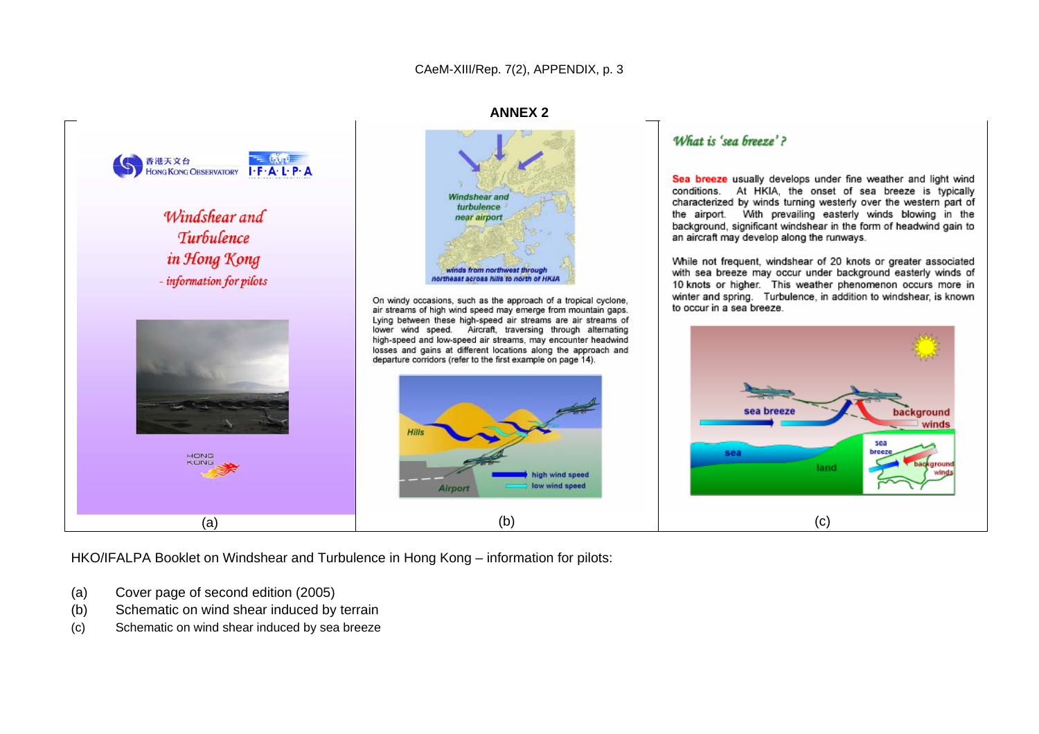## ANNEX 2

香港天文台
Hong Kong Observatory

I·F·A·L·P·A

*Windshear and Turbulence in Hong Kong*

*- information for pilots*

HONG KONG

(a)

Windshear and turbulence near airport

winds from northwest through northeast across hills to north of HKIA

On windy occasions, such as the approach of a tropical cyclone, air streams of high wind speed may emerge from mountain gaps. Lying between these high-speed air streams are air streams of lower wind speed. Aircraft, traversing through alternating high-speed and low-speed air streams, may encounter headwind losses and gains at different locations along the approach and departure corridors (refer to the first example on page 14).

Hills

Airport

high wind speed

low wind speed

(b)

*What is 'sea breeze'?*

**Sea breeze** usually develops under fine weather and light wind conditions. At HKIA, the onset of sea breeze is typically characterized by winds turning westerly over the western part of the airport. With prevailing easterly winds blowing in the background, significant windshear in the form of headwind gain to an aircraft may develop along the runways.

While not frequent, windshear of 20 knots or greater associated with sea breeze may occur under background easterly winds of 10 knots or higher. This weather phenomenon occurs more in winter and spring. Turbulence, in addition to windshear, is known to occur in a sea breeze.

sea breeze

background winds

sea

land

sea breeze

background winds

(c)

HKO/IFALPA Booklet on Windshear and Turbulence in Hong Kong – information for pilots:

(a) Cover page of second edition (2005)
(b) Schematic on wind shear induced by terrain
(c) Schematic on wind shear induced by sea breeze